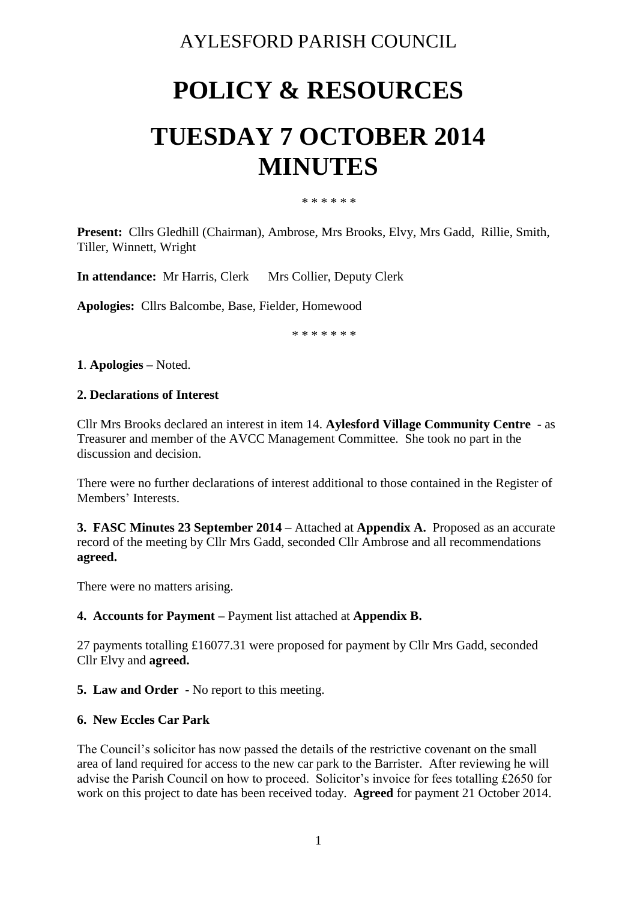AYLESFORD PARISH COUNCIL

# POLICY & RESOURCES

# TUESDAY 7 OCTOBER 2014 MINUTES

\* \* \* \* \* \*

**Present:** Cllrs Gledhill (Chairman), Ambrose, Mrs Brooks, Elvy, Mrs Gadd, Rillie, Smith, Tiller, Winnett, Wright

**In attendance:** Mr Harris, Clerk  Mrs Collier, Deputy Clerk

**Apologies:** Cllrs Balcombe, Base, Fielder, Homewood

\* \* \* \* \* \* \*

**1**. **Apologies** – Noted.

**2. Declarations of Interest**

Cllr Mrs Brooks declared an interest in item 14. **Aylesford Village Community Centre** - as Treasurer and member of the AVCC Management Committee. She took no part in the discussion and decision.

There were no further declarations of interest additional to those contained in the Register of Members' Interests.

**3. FASC Minutes 23 September 2014 –** Attached at **Appendix A.** Proposed as an accurate record of the meeting by Cllr Mrs Gadd, seconded Cllr Ambrose and all recommendations **agreed.**

There were no matters arising.

**4. Accounts for Payment –** Payment list attached at **Appendix B.**

27 payments totalling £16077.31 were proposed for payment by Cllr Mrs Gadd, seconded Cllr Elvy and **agreed.**

**5. Law and Order -** No report to this meeting.

**6. New Eccles Car Park**

The Council's solicitor has now passed the details of the restrictive covenant on the small area of land required for access to the new car park to the Barrister. After reviewing he will advise the Parish Council on how to proceed. Solicitor's invoice for fees totalling £2650 for work on this project to date has been received today. **Agreed** for payment 21 October 2014.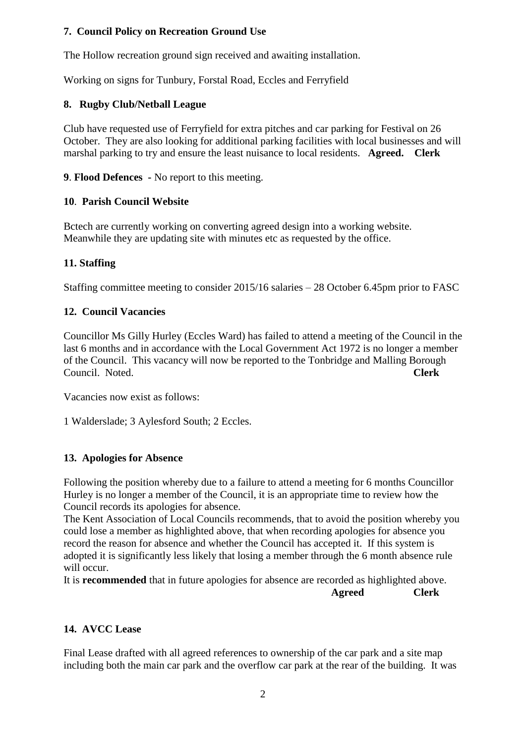**7. Council Policy on Recreation Ground Use**

The Hollow recreation ground sign received and awaiting installation.

Working on signs for Tunbury, Forstal Road, Eccles and Ferryfield

**8. Rugby Club/Netball League**

Club have requested use of Ferryfield for extra pitches and car parking for Festival on 26 October. They are also looking for additional parking facilities with local businesses and will marshal parking to try and ensure the least nuisance to local residents. **Agreed. Clerk**

**9**. **Flood Defences -** No report to this meeting.

**10**. **Parish Council Website**

Bctech are currently working on converting agreed design into a working website. Meanwhile they are updating site with minutes etc as requested by the office.

**11. Staffing**

Staffing committee meeting to consider 2015/16 salaries – 28 October 6.45pm prior to FASC

**12. Council Vacancies**

Councillor Ms Gilly Hurley (Eccles Ward) has failed to attend a meeting of the Council in the last 6 months and in accordance with the Local Government Act 1972 is no longer a member of the Council. This vacancy will now be reported to the Tonbridge and Malling Borough Council. Noted. **Clerk**

Vacancies now exist as follows:

1 Walderslade; 3 Aylesford South; 2 Eccles.

**13. Apologies for Absence**

Following the position whereby due to a failure to attend a meeting for 6 months Councillor Hurley is no longer a member of the Council, it is an appropriate time to review how the Council records its apologies for absence.
The Kent Association of Local Councils recommends, that to avoid the position whereby you could lose a member as highlighted above, that when recording apologies for absence you record the reason for absence and whether the Council has accepted it. If this system is adopted it is significantly less likely that losing a member through the 6 month absence rule will occur.
It is **recommended** that in future apologies for absence are recorded as highlighted above.
**Agreed Clerk**

**14. AVCC Lease**

Final Lease drafted with all agreed references to ownership of the car park and a site map including both the main car park and the overflow car park at the rear of the building. It was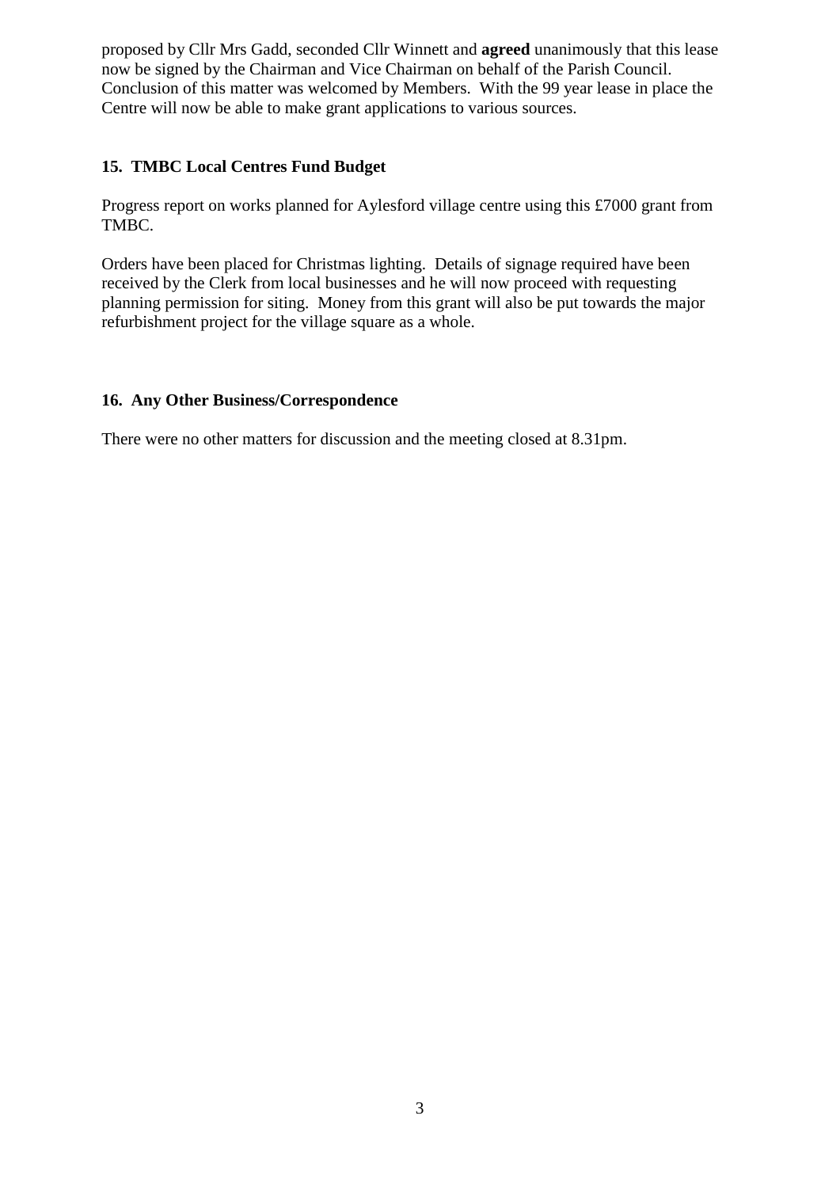proposed by Cllr Mrs Gadd, seconded Cllr Winnett and **agreed** unanimously that this lease now be signed by the Chairman and Vice Chairman on behalf of the Parish Council. Conclusion of this matter was welcomed by Members. With the 99 year lease in place the Centre will now be able to make grant applications to various sources.

**15. TMBC Local Centres Fund Budget**

Progress report on works planned for Aylesford village centre using this £7000 grant from TMBC.

Orders have been placed for Christmas lighting. Details of signage required have been received by the Clerk from local businesses and he will now proceed with requesting planning permission for siting. Money from this grant will also be put towards the major refurbishment project for the village square as a whole.

**16. Any Other Business/Correspondence**

There were no other matters for discussion and the meeting closed at 8.31pm.